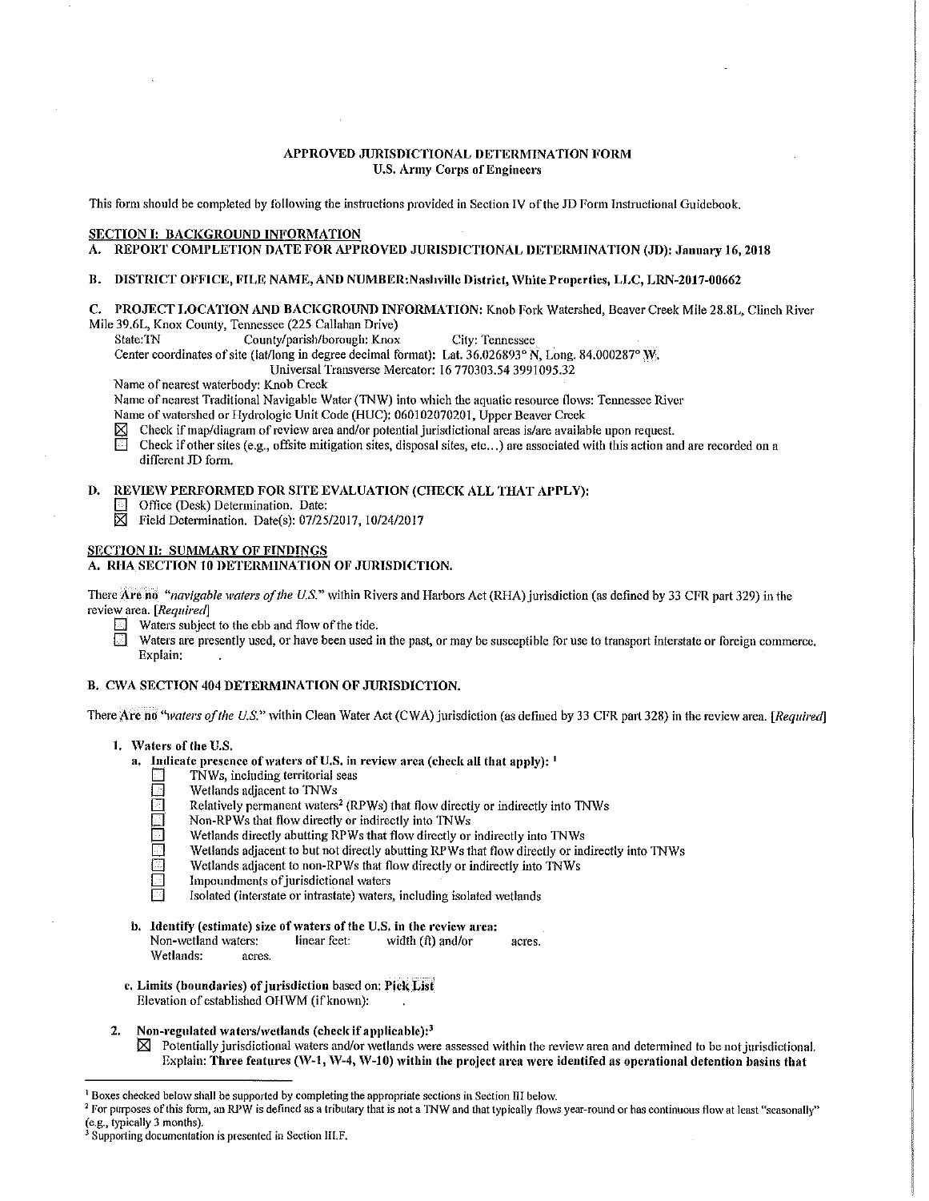# APPROVED JURISDICTIONAL DETERMINATION FORM
## U.S. Army Corps of Engineers

This form should be completed by following the instructions provided in Section IV of the JD Form Instructional Guidebook.

## SECTION I: BACKGROUND INFORMATION

**A. REPORT COMPLETION DATE FOR APPROVED JURISDICTIONAL DETERMINATION (JD): January 16, 2018**

**B. DISTRICT OFFICE, FILE NAME, AND NUMBER: Nashville District, White Properties, LLC, LRN-2017-00662**

**C. PROJECT LOCATION AND BACKGROUND INFORMATION:** Knob Fork Watershed, Beaver Creek Mile 28.8L, Clinch River Mile 39.6L, Knox County, Tennessee (225 Callahan Drive)

State: TN County/parish/borough: Knox City: Tennessee

Center coordinates of site (lat/long in degree decimal format): Lat. 36.026893° N, Long. 84.000287° W.

Universal Transverse Mercator: 16 770303.54 3991095.32

Name of nearest waterbody: Knob Creek

Name of nearest Traditional Navigable Water (TNW) into which the aquatic resource flows: Tennessee River

Name of watershed or Hydrologic Unit Code (HUC): 060102070201, Upper Beaver Creek

- ☒ Check if map/diagram of review area and/or potential jurisdictional areas is/are available upon request.
- ☐ Check if other sites (e.g., offsite mitigation sites, disposal sites, etc...) are associated with this action and are recorded on a different JD form.

**D. REVIEW PERFORMED FOR SITE EVALUATION (CHECK ALL THAT APPLY):**

- ☐ Office (Desk) Determination. Date:
- ☒ Field Determination. Date(s): 07/25/2017, 10/24/2017

## SECTION II: SUMMARY OF FINDINGS

**A. RHA SECTION 10 DETERMINATION OF JURISDICTION.**

There **Are no** *"navigable waters of the U.S."* within Rivers and Harbors Act (RHA) jurisdiction (as defined by 33 CFR part 329) in the review area. *[Required]*

- ☐ Waters subject to the ebb and flow of the tide.
- ☐ Waters are presently used, or have been used in the past, or may be susceptible for use to transport interstate or foreign commerce. Explain:

**B. CWA SECTION 404 DETERMINATION OF JURISDICTION.**

There **Are no** *"waters of the U.S."* within Clean Water Act (CWA) jurisdiction (as defined by 33 CFR part 328) in the review area. *[Required]*

**1. Waters of the U.S.**

**a. Indicate presence of waters of U.S. in review area (check all that apply):** [1]

- ☐ TNWs, including territorial seas
- ☐ Wetlands adjacent to TNWs
- ☐ Relatively permanent waters[2] (RPWs) that flow directly or indirectly into TNWs
- ☐ Non-RPWs that flow directly or indirectly into TNWs
- ☐ Wetlands directly abutting RPWs that flow directly or indirectly into TNWs
- ☐ Wetlands adjacent to but not directly abutting RPWs that flow directly or indirectly into TNWs
- ☐ Wetlands adjacent to non-RPWs that flow directly or indirectly into TNWs
- ☐ Impoundments of jurisdictional waters
- ☐ Isolated (interstate or intrastate) waters, including isolated wetlands

**b. Identify (estimate) size of waters of the U.S. in the review area:**

Non-wetland waters: linear feet: width (ft) and/or acres.

Wetlands: acres.

**c. Limits (boundaries) of jurisdiction** based on: **Pick List**

Elevation of established OHWM (if known):

**2. Non-regulated waters/wetlands (check if applicable):**[3]

- ☒ Potentially jurisdictional waters and/or wetlands were assessed within the review area and determined to be not jurisdictional. Explain: **Three features (W-1, W-4, W-10) within the project area were identifed as operational detention basins that**

---

[1] Boxes checked below shall be supported by completing the appropriate sections in Section III below.

[2] For purposes of this form, an RPW is defined as a tributary that is not a TNW and that typically flows year-round or has continuous flow at least "seasonally" (e.g., typically 3 months).

[3] Supporting documentation is presented in Section III.F.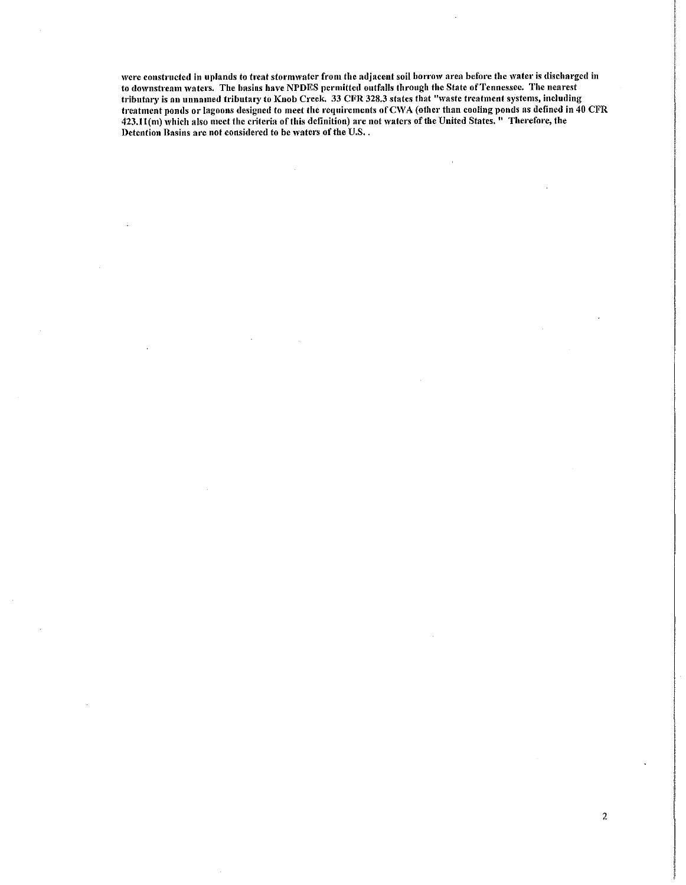were constructed in uplands to treat stormwater from the adjacent soil borrow area before the water is discharged in to downstream waters. The basins have NPDES permitted outfalls through the State of Tennessee. The nearest tributary is an unnamed tributary to Knob Creek. 33 CFR 328.3 states that "waste treatment systems, including treatment ponds or lagoons designed to meet the requirements of CWA (other than cooling ponds as defined in 40 CFR 423.11(m) which also meet the criteria of this definition) are not waters of the United States. " Therefore, the Detention Basins are not considered to be waters of the U.S. .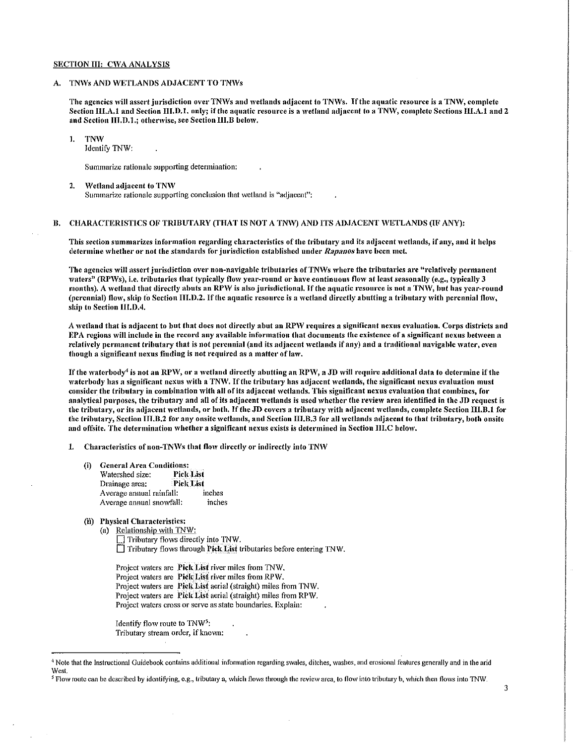## SECTION III: CWA ANALYSIS

### A. TNWs AND WETLANDS ADJACENT TO TNWs

**The agencies will assert jurisdiction over TNWs and wetlands adjacent to TNWs. If the aquatic resource is a TNW, complete Section III.A.1 and Section III.D.1. only; if the aquatic resource is a wetland adjacent to a TNW, complete Sections III.A.1 and 2 and Section III.D.1.; otherwise, see Section III.B below.**

1. **TNW**
   Identify TNW: .

   Summarize rationale supporting determination: .

2. **Wetland adjacent to TNW**
   Summarize rationale supporting conclusion that wetland is "adjacent": .

### B. CHARACTERISTICS OF TRIBUTARY (THAT IS NOT A TNW) AND ITS ADJACENT WETLANDS (IF ANY):

**This section summarizes information regarding characteristics of the tributary and its adjacent wetlands, if any, and it helps determine whether or not the standards for jurisdiction established under *Rapanos* have been met.**

**The agencies will assert jurisdiction over non-navigable tributaries of TNWs where the tributaries are "relatively permanent waters" (RPWs), i.e. tributaries that typically flow year-round or have continuous flow at least seasonally (e.g., typically 3 months). A wetland that directly abuts an RPW is also jurisdictional. If the aquatic resource is not a TNW, but has year-round (perennial) flow, skip to Section III.D.2. If the aquatic resource is a wetland directly abutting a tributary with perennial flow, skip to Section III.D.4.**

**A wetland that is adjacent to but that does not directly abut an RPW requires a significant nexus evaluation. Corps districts and EPA regions will include in the record any available information that documents the existence of a significant nexus between a relatively permanent tributary that is not perennial (and its adjacent wetlands if any) and a traditional navigable water, even though a significant nexus finding is not required as a matter of law.**

**If the waterbody[4] is not an RPW, or a wetland directly abutting an RPW, a JD will require additional data to determine if the waterbody has a significant nexus with a TNW. If the tributary has adjacent wetlands, the significant nexus evaluation must consider the tributary in combination with all of its adjacent wetlands. This significant nexus evaluation that combines, for analytical purposes, the tributary and all of its adjacent wetlands is used whether the review area identified in the JD request is the tributary, or its adjacent wetlands, or both. If the JD covers a tributary with adjacent wetlands, complete Section III.B.1 for the tributary, Section III.B.2 for any onsite wetlands, and Section III.B.3 for all wetlands adjacent to that tributary, both onsite and offsite. The determination whether a significant nexus exists is determined in Section III.C below.**

1. **Characteristics of non-TNWs that flow directly or indirectly into TNW**

   (i) **General Area Conditions:**
   Watershed size: **Pick List**
   Drainage area: **Pick List**
   Average annual rainfall: inches
   Average annual snowfall: inches

   (ii) **Physical Characteristics:**
   (a) Relationship with TNW:
   ☐ Tributary flows directly into TNW.
   ☐ Tributary flows through **Pick List** tributaries before entering TNW.

   Project waters are **Pick List** river miles from TNW.
   Project waters are **Pick List** river miles from RPW.
   Project waters are **Pick List** aerial (straight) miles from TNW.
   Project waters are **Pick List** aerial (straight) miles from RPW.
   Project waters cross or serve as state boundaries. Explain: .

   Identify flow route to TNW[5]: .
   Tributary stream order, if known: .

---

[4] Note that the Instructional Guidebook contains additional information regarding swales, ditches, washes, and erosional features generally and in the arid West.

[5] Flow route can be described by identifying, e.g., tributary a, which flows through the review area, to flow into tributary b, which then flows into TNW.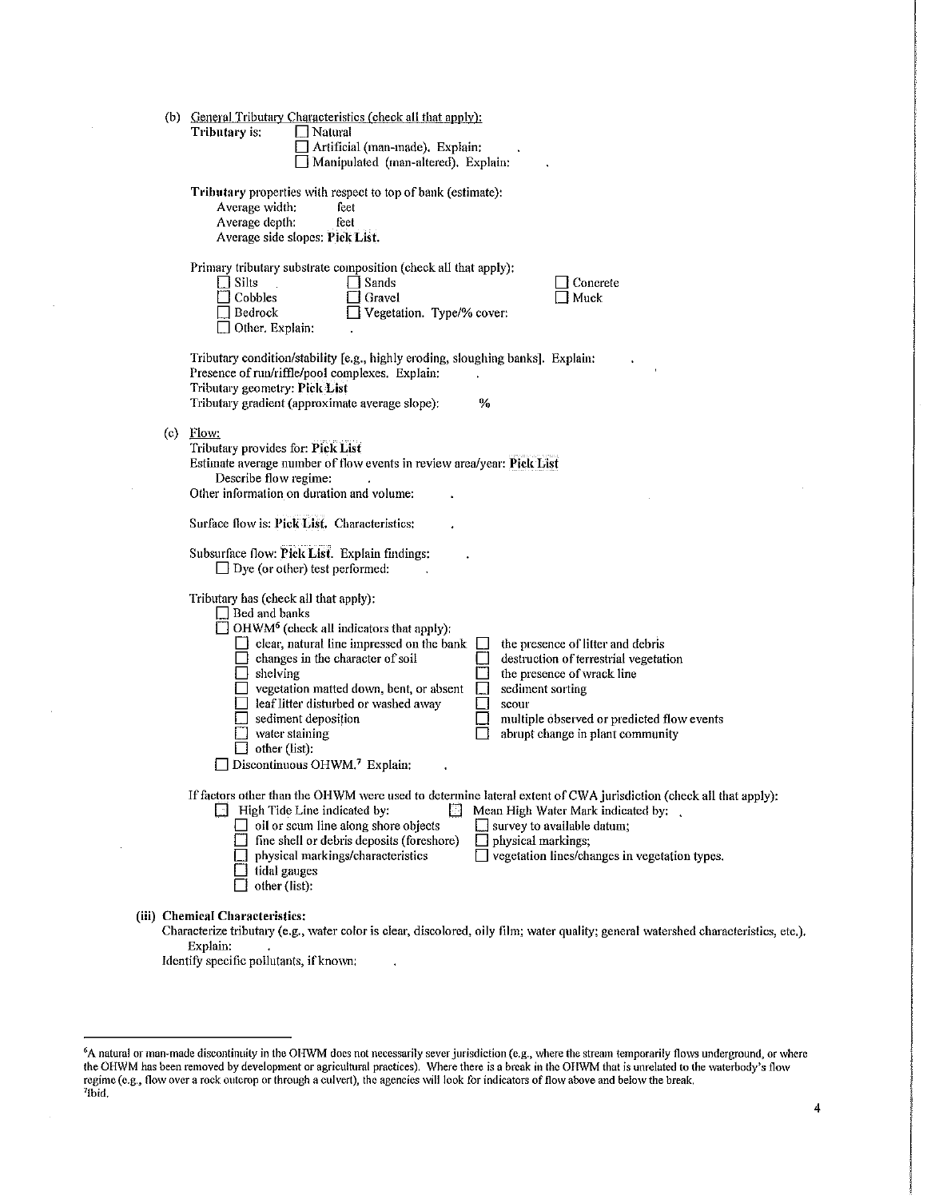(b) General Tributary Characteristics (check all that apply):

**Tributary is:** ☐ Natural
☐ Artificial (man-made). Explain: .
☐ Manipulated (man-altered). Explain: .

**Tributary** properties with respect to top of bank (estimate):
Average width: feet
Average depth: feet
Average side slopes: **Pick List.**

Primary tributary substrate composition (check all that apply):

☐ Silts ☐ Sands ☐ Concrete
☐ Cobbles ☐ Gravel ☐ Muck
☐ Bedrock ☐ Vegetation. Type/% cover:
☐ Other. Explain: .

Tributary condition/stability [e.g., highly eroding, sloughing banks]. Explain: .
Presence of run/riffle/pool complexes. Explain: .
Tributary geometry: **Pick List**
Tributary gradient (approximate average slope): %

(c) Flow:
Tributary provides for: **Pick List**
Estimate average number of flow events in review area/year: **Pick List**
Describe flow regime: .
Other information on duration and volume: .

Surface flow is: **Pick List.** Characteristics: .

Subsurface flow: **Pick List.** Explain findings: .
☐ Dye (or other) test performed: .

Tributary has (check all that apply):
☐ Bed and banks
☐ OHWM[6] (check all indicators that apply):
☐ clear, natural line impressed on the bank
☐ changes in the character of soil
☐ shelving
☐ vegetation matted down, bent, or absent
☐ leaf litter disturbed or washed away
☐ sediment deposition
☐ water staining
☐ other (list):
☐ the presence of litter and debris
☐ destruction of terrestrial vegetation
☐ the presence of wrack line
☐ sediment sorting
☐ scour
☐ multiple observed or predicted flow events
☐ abrupt change in plant community
☐ Discontinuous OHWM.[7] Explain: .

If factors other than the OHWM were used to determine lateral extent of CWA jurisdiction (check all that apply):
☐ High Tide Line indicated by:
☐ oil or scum line along shore objects
☐ fine shell or debris deposits (foreshore)
☐ physical markings/characteristics
☐ tidal gauges
☐ other (list):
☐ Mean High Water Mark indicated by: .
☐ survey to available datum;
☐ physical markings;
☐ vegetation lines/changes in vegetation types.

**(iii) Chemical Characteristics:**
Characterize tributary (e.g., water color is clear, discolored, oily film; water quality; general watershed characteristics, etc.).
Explain: .
Identify specific pollutants, if known: .

---

[6]A natural or man-made discontinuity in the OHWM does not necessarily sever jurisdiction (e.g., where the stream temporarily flows underground, or where the OHWM has been removed by development or agricultural practices). Where there is a break in the OHWM that is unrelated to the waterbody's flow regime (e.g., flow over a rock outcrop or through a culvert), the agencies will look for indicators of flow above and below the break.
[7]Ibid.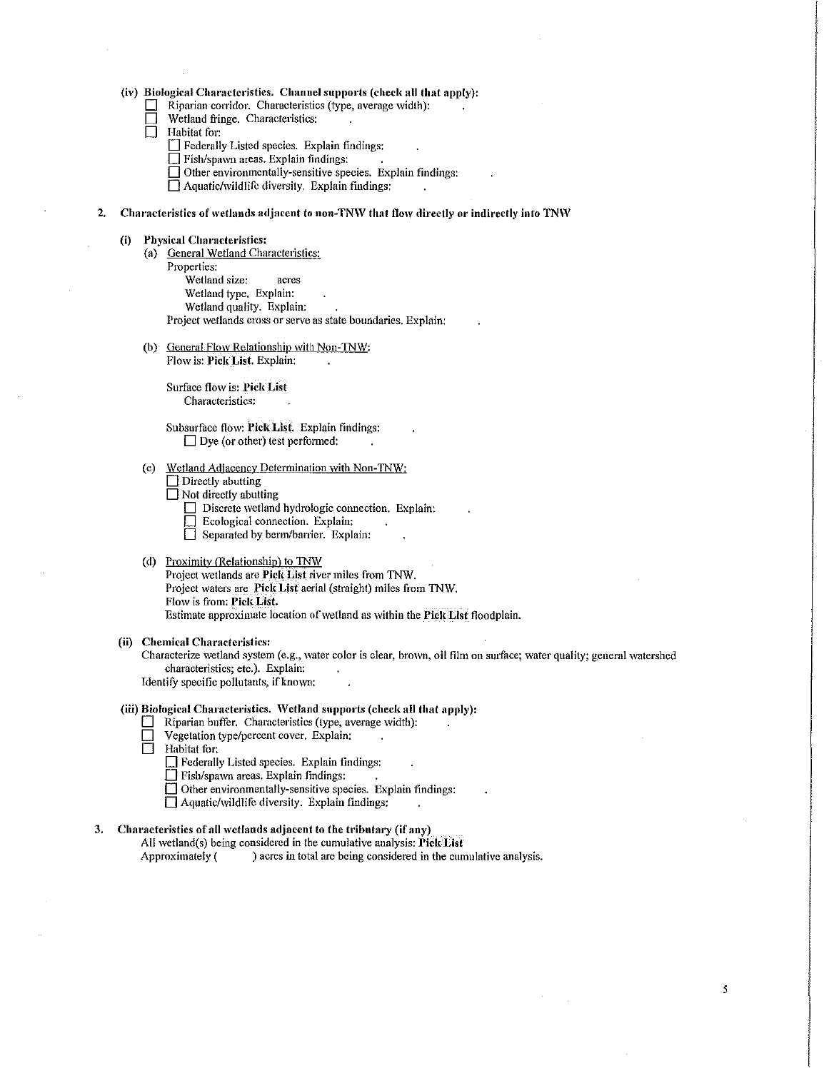**(iv) Biological Characteristics. Channel supports (check all that apply):**

- ☐ Riparian corridor. Characteristics (type, average width): .
- ☐ Wetland fringe. Characteristics: .
- ☐ Habitat for:
  - ☐ Federally Listed species. Explain findings: .
  - ☐ Fish/spawn areas. Explain findings: .
  - ☐ Other environmentally-sensitive species. Explain findings: .
  - ☐ Aquatic/wildlife diversity. Explain findings: .

**2. Characteristics of wetlands adjacent to non-TNW that flow directly or indirectly into TNW**

**(i) Physical Characteristics:**

(a) General Wetland Characteristics:

Properties:

Wetland size: acres

Wetland type. Explain: .

Wetland quality. Explain: .

Project wetlands cross or serve as state boundaries. Explain: .

(b) General Flow Relationship with Non-TNW:

Flow is: **Pick List**. Explain: .

Surface flow is: **Pick List**

Characteristics: .

Subsurface flow: **Pick List**. Explain findings: .

☐ Dye (or other) test performed: .

(c) Wetland Adjacency Determination with Non-TNW:

- ☐ Directly abutting
- ☐ Not directly abutting
  - ☐ Discrete wetland hydrologic connection. Explain: .
  - ☐ Ecological connection. Explain: .
  - ☐ Separated by berm/barrier. Explain: .

(d) Proximity (Relationship) to TNW

Project wetlands are **Pick List** river miles from TNW.

Project waters are **Pick List** aerial (straight) miles from TNW.

Flow is from: **Pick List**.

Estimate approximate location of wetland as within the **Pick List** floodplain.

**(ii) Chemical Characteristics:**

Characterize wetland system (e.g., water color is clear, brown, oil film on surface; water quality; general watershed characteristics; etc.). Explain: .

Identify specific pollutants, if known: .

**(iii) Biological Characteristics. Wetland supports (check all that apply):**

- ☐ Riparian buffer. Characteristics (type, average width): .
- ☐ Vegetation type/percent cover. Explain: .
- ☐ Habitat for:
  - ☐ Federally Listed species. Explain findings: .
  - ☐ Fish/spawn areas. Explain findings: .
  - ☐ Other environmentally-sensitive species. Explain findings: .
  - ☐ Aquatic/wildlife diversity. Explain findings: .

**3. Characteristics of all wetlands adjacent to the tributary (if any)**

All wetland(s) being considered in the cumulative analysis: **Pick List**

Approximately ( ) acres in total are being considered in the cumulative analysis.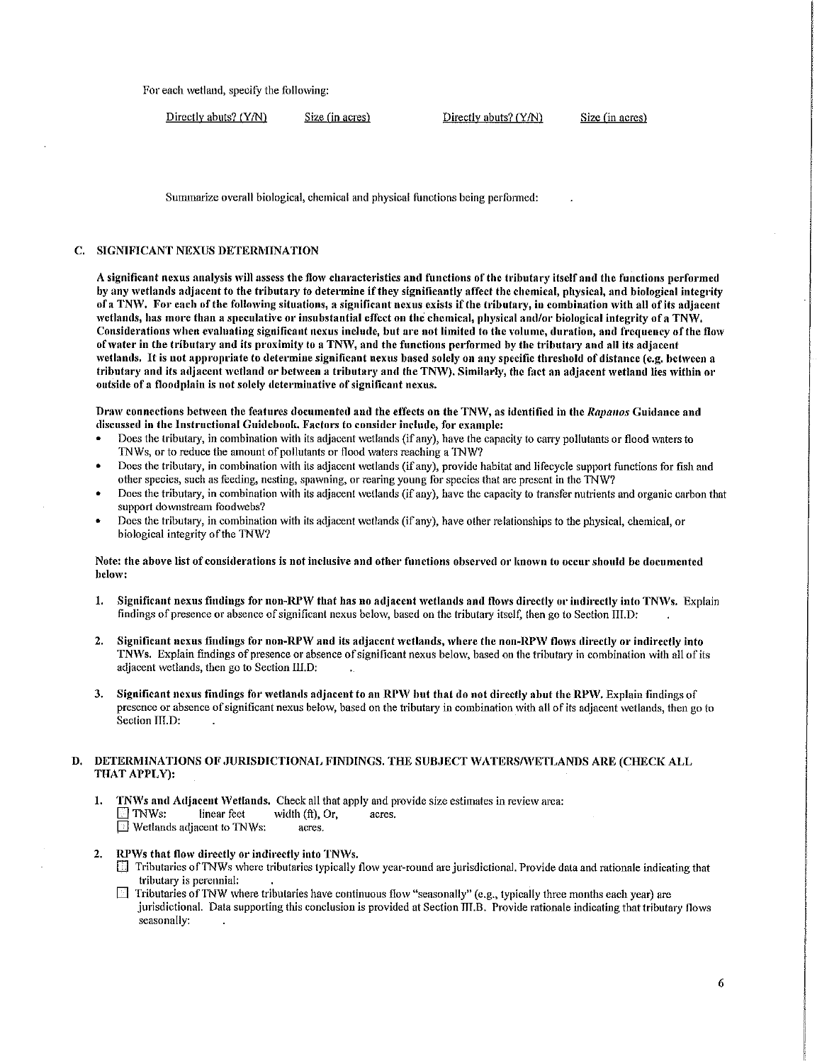For each wetland, specify the following:

| Directly abuts? (Y/N) | Size (in acres) | Directly abuts? (Y/N) | Size (in acres) |
|---|---|---|---|

Summarize overall biological, chemical and physical functions being performed: .

## C. SIGNIFICANT NEXUS DETERMINATION

**A significant nexus analysis will assess the flow characteristics and functions of the tributary itself and the functions performed by any wetlands adjacent to the tributary to determine if they significantly affect the chemical, physical, and biological integrity of a TNW. For each of the following situations, a significant nexus exists if the tributary, in combination with all of its adjacent wetlands, has more than a speculative or insubstantial effect on the chemical, physical and/or biological integrity of a TNW. Considerations when evaluating significant nexus include, but are not limited to the volume, duration, and frequency of the flow of water in the tributary and its proximity to a TNW, and the functions performed by the tributary and all its adjacent wetlands. It is not appropriate to determine significant nexus based solely on any specific threshold of distance (e.g. between a tributary and its adjacent wetland or between a tributary and the TNW). Similarly, the fact an adjacent wetland lies within or outside of a floodplain is not solely determinative of significant nexus.**

**Draw connections between the features documented and the effects on the TNW, as identified in the *Rapanos* Guidance and discussed in the Instructional Guidebook. Factors to consider include, for example:**

- Does the tributary, in combination with its adjacent wetlands (if any), have the capacity to carry pollutants or flood waters to TNWs, or to reduce the amount of pollutants or flood waters reaching a TNW?
- Does the tributary, in combination with its adjacent wetlands (if any), provide habitat and lifecycle support functions for fish and other species, such as feeding, nesting, spawning, or rearing young for species that are present in the TNW?
- Does the tributary, in combination with its adjacent wetlands (if any), have the capacity to transfer nutrients and organic carbon that support downstream foodwebs?
- Does the tributary, in combination with its adjacent wetlands (if any), have other relationships to the physical, chemical, or biological integrity of the TNW?

**Note: the above list of considerations is not inclusive and other functions observed or known to occur should be documented below:**

1. **Significant nexus findings for non-RPW that has no adjacent wetlands and flows directly or indirectly into TNWs.** Explain findings of presence or absence of significant nexus below, based on the tributary itself, then go to Section III.D: .

2. **Significant nexus findings for non-RPW and its adjacent wetlands, where the non-RPW flows directly or indirectly into TNWs.** Explain findings of presence or absence of significant nexus below, based on the tributary in combination with all of its adjacent wetlands, then go to Section III.D: .

3. **Significant nexus findings for wetlands adjacent to an RPW but that do not directly abut the RPW.** Explain findings of presence or absence of significant nexus below, based on the tributary in combination with all of its adjacent wetlands, then go to Section III.D: .

## D. DETERMINATIONS OF JURISDICTIONAL FINDINGS. THE SUBJECT WATERS/WETLANDS ARE (CHECK ALL THAT APPLY):

1. **TNWs and Adjacent Wetlands.** Check all that apply and provide size estimates in review area:
   - ☐ TNWs: linear feet width (ft), Or, acres.
   - ☐ Wetlands adjacent to TNWs: acres.

2. **RPWs that flow directly or indirectly into TNWs.**
   - ☐ Tributaries of TNWs where tributaries typically flow year-round are jurisdictional. Provide data and rationale indicating that tributary is perennial: .
   - ☐ Tributaries of TNW where tributaries have continuous flow "seasonally" (e.g., typically three months each year) are jurisdictional. Data supporting this conclusion is provided at Section III.B. Provide rationale indicating that tributary flows seasonally: .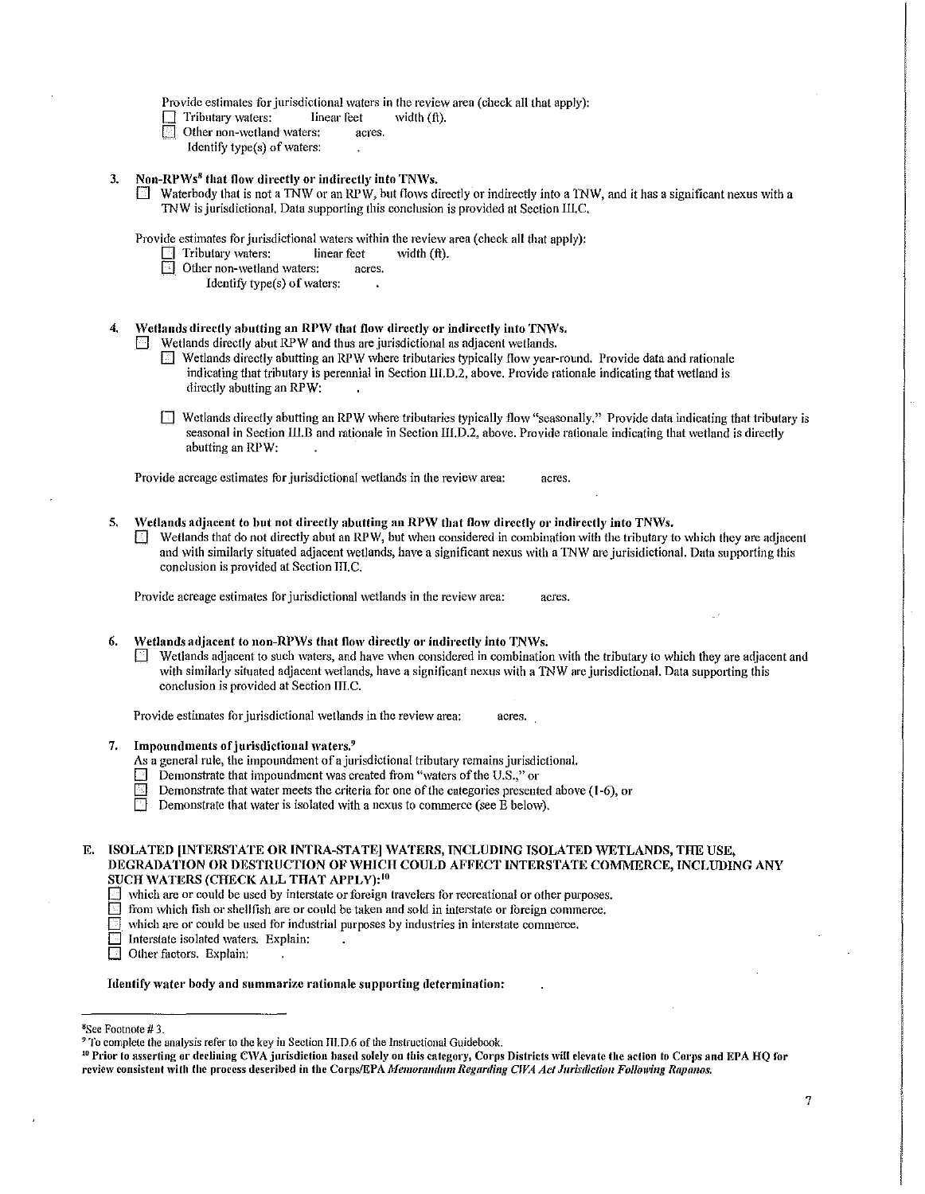Provide estimates for jurisdictional waters in the review area (check all that apply):

- ☐ Tributary waters: linear feet width (ft).
- ☐ Other non-wetland waters: acres.
  Identify type(s) of waters: .

3. **Non-RPWs[8] that flow directly or indirectly into TNWs.**
   ☐ Waterbody that is not a TNW or an RPW, but flows directly or indirectly into a TNW, and it has a significant nexus with a TNW is jurisdictional. Data supporting this conclusion is provided at Section III.C.

   Provide estimates for jurisdictional waters within the review area (check all that apply):
   - ☐ Tributary waters: linear feet width (ft).
   - ☐ Other non-wetland waters: acres.
     Identify type(s) of waters: .

4. **Wetlands directly abutting an RPW that flow directly or indirectly into TNWs.**
   ☐ Wetlands directly abut RPW and thus are jurisdictional as adjacent wetlands.
   - ☐ Wetlands directly abutting an RPW where tributaries typically flow year-round. Provide data and rationale indicating that tributary is perennial in Section III.D.2, above. Provide rationale indicating that wetland is directly abutting an RPW: .
   - ☐ Wetlands directly abutting an RPW where tributaries typically flow "seasonally." Provide data indicating that tributary is seasonal in Section III.B and rationale in Section III.D.2, above. Provide rationale indicating that wetland is directly abutting an RPW: .

   Provide acreage estimates for jurisdictional wetlands in the review area: acres.

5. **Wetlands adjacent to but not directly abutting an RPW that flow directly or indirectly into TNWs.**
   ☐ Wetlands that do not directly abut an RPW, but when considered in combination with the tributary to which they are adjacent and with similarly situated adjacent wetlands, have a significant nexus with a TNW are jurisidictional. Data supporting this conclusion is provided at Section III.C.

   Provide acreage estimates for jurisdictional wetlands in the review area: acres.

6. **Wetlands adjacent to non-RPWs that flow directly or indirectly into TNWs.**
   ☐ Wetlands adjacent to such waters, and have when considered in combination with the tributary to which they are adjacent and with similarly situated adjacent wetlands, have a significant nexus with a TNW are jurisdictional. Data supporting this conclusion is provided at Section III.C.

   Provide estimates for jurisdictional wetlands in the review area: acres.

7. **Impoundments of jurisdictional waters.[9]**
   As a general rule, the impoundment of a jurisdictional tributary remains jurisdictional.
   - ☐ Demonstrate that impoundment was created from "waters of the U.S.," or
   - ☐ Demonstrate that water meets the criteria for one of the categories presented above (1-6), or
   - ☐ Demonstrate that water is isolated with a nexus to commerce (see E below).

**E. ISOLATED [INTERSTATE OR INTRA-STATE] WATERS, INCLUDING ISOLATED WETLANDS, THE USE, DEGRADATION OR DESTRUCTION OF WHICH COULD AFFECT INTERSTATE COMMERCE, INCLUDING ANY SUCH WATERS (CHECK ALL THAT APPLY):[10]**

- ☐ which are or could be used by interstate or foreign travelers for recreational or other purposes.
- ☐ from which fish or shellfish are or could be taken and sold in interstate or foreign commerce.
- ☐ which are or could be used for industrial purposes by industries in interstate commerce.
- ☐ Interstate isolated waters. Explain: .
- ☐ Other factors. Explain: .

**Identify water body and summarize rationale supporting determination:** .

---

[8] See Footnote # 3.

[9] To complete the analysis refer to the key in Section III.D.6 of the Instructional Guidebook.

[10] **Prior to asserting or declining CWA jurisdiction based solely on this category, Corps Districts will elevate the action to Corps and EPA HQ for review consistent with the process described in the Corps/EPA *Memorandum Regarding CWA Act Jurisdiction Following Rapanos.***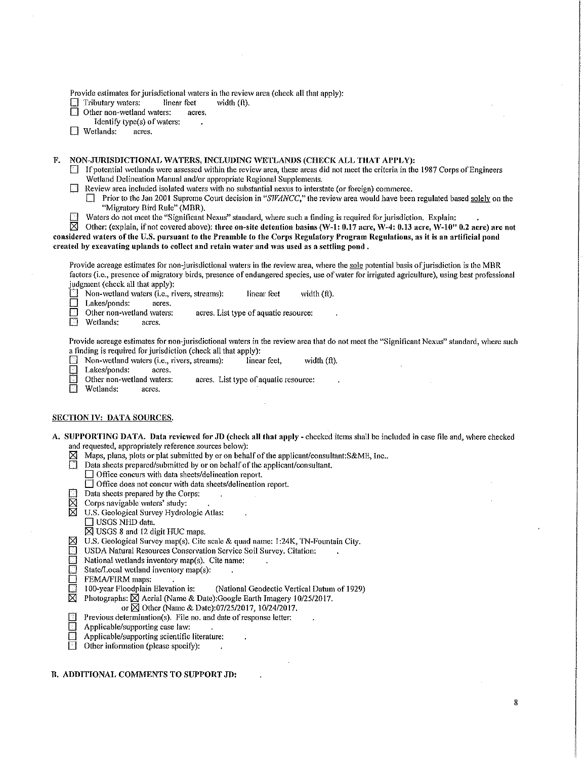Provide estimates for jurisdictional waters in the review area (check all that apply):

☐ Tributary waters: linear feet width (ft).

☐ Other non-wetland waters: acres.

Identify type(s) of waters: .

☐ Wetlands: acres.

**F. NON-JURISDICTIONAL WATERS, INCLUDING WETLANDS (CHECK ALL THAT APPLY):**

☐ If potential wetlands were assessed within the review area, these areas did not meet the criteria in the 1987 Corps of Engineers Wetland Delineation Manual and/or appropriate Regional Supplements.

☐ Review area included isolated waters with no substantial nexus to interstate (or foreign) commerce.

☐ Prior to the Jan 2001 Supreme Court decision in "*SWANCC*," the review area would have been regulated based solely on the "Migratory Bird Rule" (MBR).

☐ Waters do not meet the "Significant Nexus" standard, where such a finding is required for jurisdiction. Explain: .

☒ Other: (explain, if not covered above): **three on-site detention basins (W-1: 0.17 acre, W-4: 0.13 acre, W-10" 0.2 acre) are not considered waters of the U.S. pursuant to the Preamble to the Corps Regulatory Program Regulations, as it is an artificial pond created by excavating uplands to collect and retain water and was used as a settling pond .**

Provide acreage estimates for non-jurisdictional waters in the review area, where the sole potential basis of jurisdiction is the MBR factors (i.e., presence of migratory birds, presence of endangered species, use of water for irrigated agriculture), using best professional judgment (check all that apply):

☐ Non-wetland waters (i.e., rivers, streams): linear feet width (ft).

☐ Lakes/ponds: acres.

☐ Other non-wetland waters: acres. List type of aquatic resource: .

☐ Wetlands: acres.

Provide acreage estimates for non-jurisdictional waters in the review area that do not meet the "Significant Nexus" standard, where such a finding is required for jurisdiction (check all that apply):

☐ Non-wetland waters (i.e., rivers, streams): linear feet, width (ft).

☐ Lakes/ponds: acres.

☐ Other non-wetland waters: acres. List type of aquatic resource: .

☐ Wetlands: acres.

## SECTION IV: DATA SOURCES.

**A. SUPPORTING DATA. Data reviewed for JD (check all that apply** - checked items shall be included in case file and, where checked and requested, appropriately reference sources below):

☒ Maps, plans, plots or plat submitted by or on behalf of the applicant/consultant:S&ME, Inc..

☐ Data sheets prepared/submitted by or on behalf of the applicant/consultant.

☐ Office concurs with data sheets/delineation report.

☐ Office does not concur with data sheets/delineation report.

☐ Data sheets prepared by the Corps: .

☒ Corps navigable waters' study: .

☒ U.S. Geological Survey Hydrologic Atlas: .

☐ USGS NHD data.

☒ USGS 8 and 12 digit HUC maps.

☒ U.S. Geological Survey map(s). Cite scale & quad name: 1:24K, TN-Fountain City.

☐ USDA Natural Resources Conservation Service Soil Survey. Citation: .

☐ National wetlands inventory map(s). Cite name: .

☐ State/Local wetland inventory map(s): .

☐ FEMA/FIRM maps: .

☐ 100-year Floodplain Elevation is: (National Geodectic Vertical Datum of 1929)

☒ Photographs: ☒ Aerial (Name & Date):Google Earth Imagery 10/25/2017.

or ☒ Other (Name & Date):07/25/2017, 10/24/2017.

☐ Previous determination(s). File no. and date of response letter: .

☐ Applicable/supporting case law: .

☐ Applicable/supporting scientific literature: .

☐ Other information (please specify): .

**B. ADDITIONAL COMMENTS TO SUPPORT JD:** .